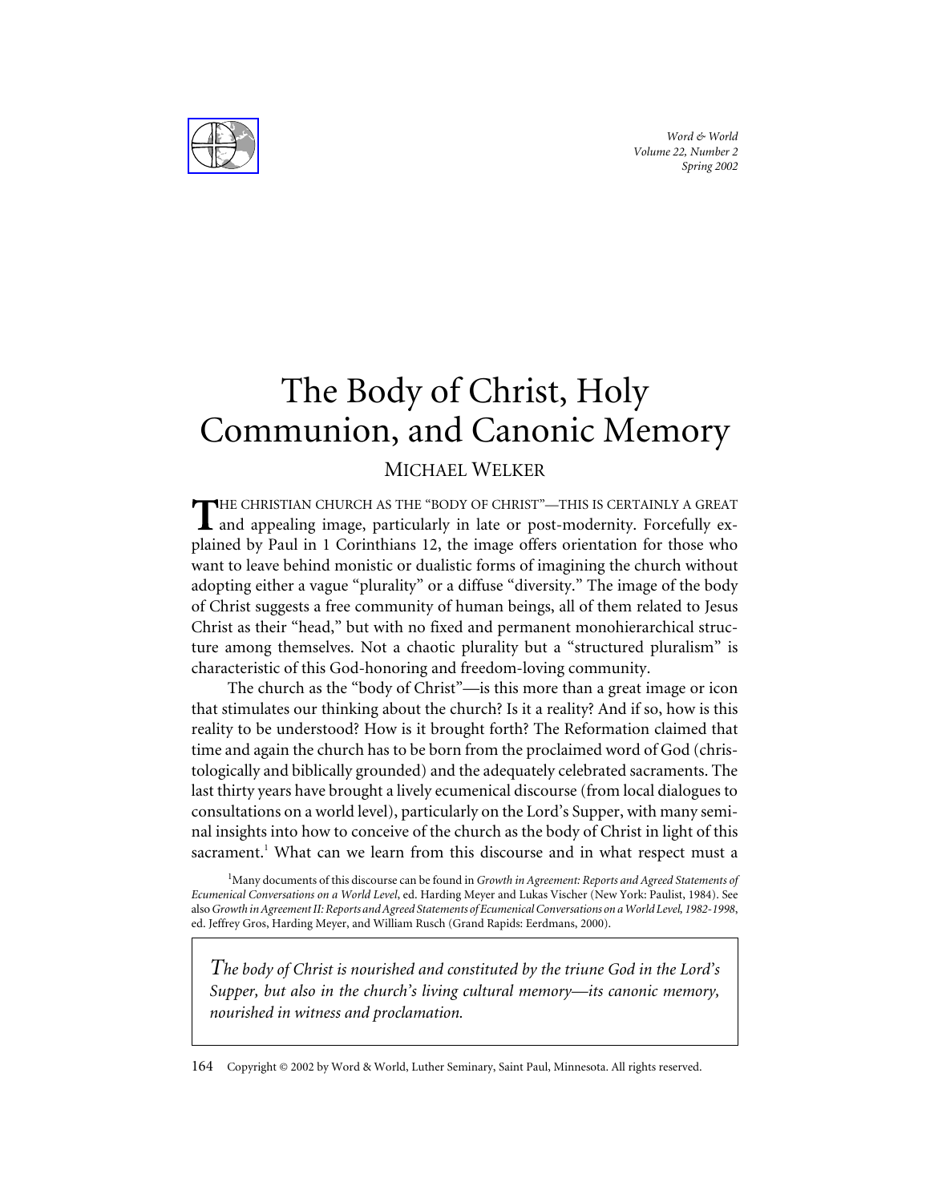# The Body of Christ, Holy Communion, and Canonic Memory

MICHAEL WELKER

THE CHRISTIAN CHURCH AS THE "BODY OF CHRIST"—THIS IS CERTAINLY A GREAT and appealing image, particularly in late or post-modernity. Forcefully explained by Paul in 1 Corinthians 12, the image offers orientation for those who want to leave behind monistic or dualistic forms of imagining the church without adopting either a vague "plurality" or a diffuse "diversity." The image of the body of Christ suggests a free community of human beings, all of them related to Jesus Christ as their "head," but with no fixed and permanent monohierarchical structure among themselves. Not a chaotic plurality but a "structured pluralism" is characteristic of this God-honoring and freedom-loving community.

The church as the "body of Christ"—is this more than a great image or icon that stimulates our thinking about the church? Is it a reality? And if so, how is this reality to be understood? How is it brought forth? The Reformation claimed that time and again the church has to be born from the proclaimed word of God (christologically and biblically grounded) and the adequately celebrated sacraments. The last thirty years have brought a lively ecumenical discourse (from local dialogues to consultations on a world level), particularly on the Lord's Supper, with many seminal insights into how to conceive of the church as the body of Christ in light of this sacrament.[1] What can we learn from this discourse and in what respect must a

[1]Many documents of this discourse can be found in *Growth in Agreement: Reports and Agreed Statements of Ecumenical Conversations on a World Level*, ed. Harding Meyer and Lukas Vischer (New York: Paulist, 1984). See also *Growth in Agreement II: Reports and Agreed Statements of Ecumenical Conversations on a World Level, 1982-1998*, ed. Jeffrey Gros, Harding Meyer, and William Rusch (Grand Rapids: Eerdmans, 2000).

*The body of Christ is nourished and constituted by the triune God in the Lord's Supper, but also in the church's living cultural memory—its canonic memory, nourished in witness and proclamation.*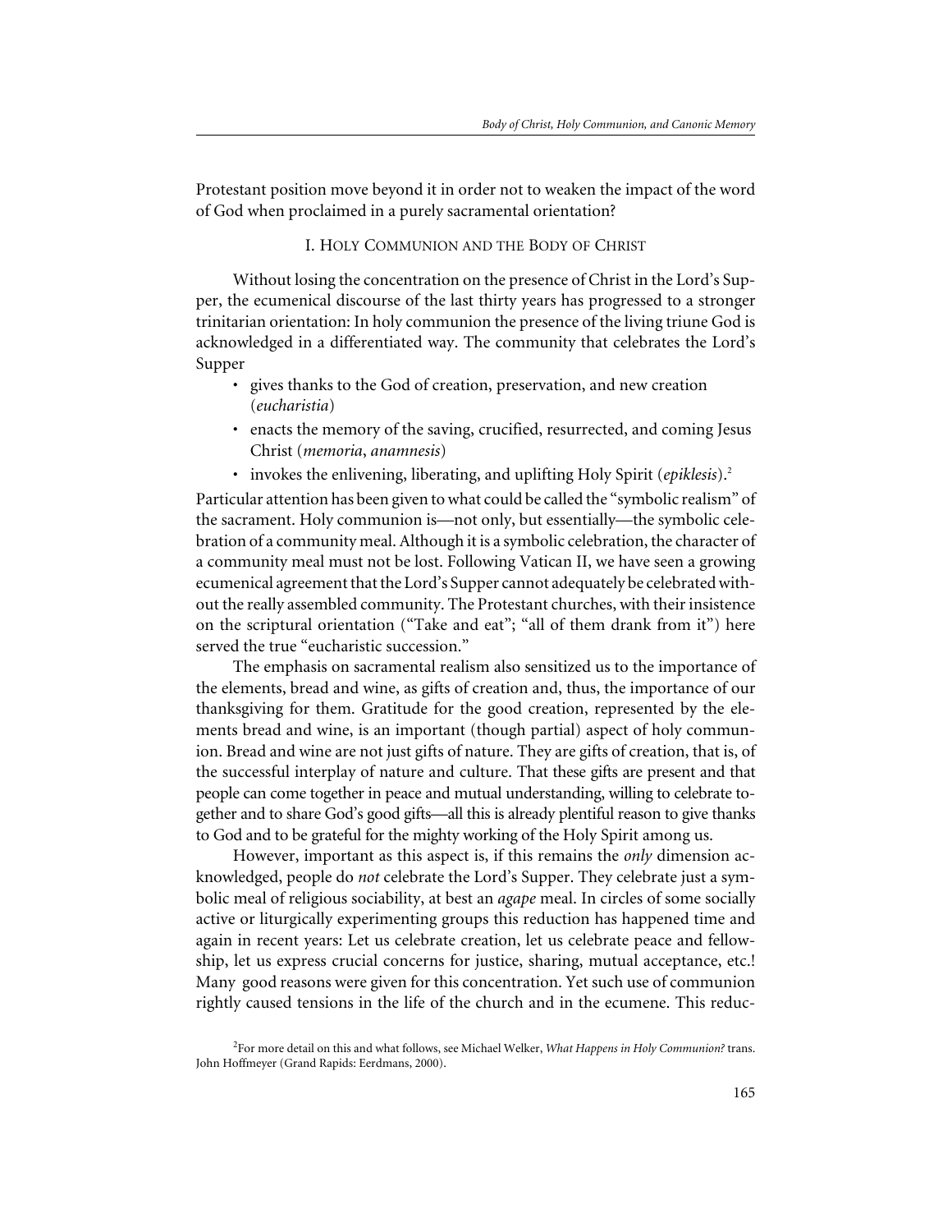Protestant position move beyond it in order not to weaken the impact of the word of God when proclaimed in a purely sacramental orientation?

## I. Holy Communion and the Body of Christ

Without losing the concentration on the presence of Christ in the Lord's Supper, the ecumenical discourse of the last thirty years has progressed to a stronger trinitarian orientation: In holy communion the presence of the living triune God is acknowledged in a differentiated way. The community that celebrates the Lord's Supper

- gives thanks to the God of creation, preservation, and new creation (*eucharistia*)
- enacts the memory of the saving, crucified, resurrected, and coming Jesus Christ (*memoria*, *anamnesis*)
- invokes the enlivening, liberating, and uplifting Holy Spirit (*epiklesis*).[2]

Particular attention has been given to what could be called the "symbolic realism" of the sacrament. Holy communion is—not only, but essentially—the symbolic celebration of a community meal. Although it is a symbolic celebration, the character of a community meal must not be lost. Following Vatican II, we have seen a growing ecumenical agreement that the Lord's Supper cannot adequately be celebrated without the really assembled community. The Protestant churches, with their insistence on the scriptural orientation ("Take and eat"; "all of them drank from it") here served the true "eucharistic succession."

The emphasis on sacramental realism also sensitized us to the importance of the elements, bread and wine, as gifts of creation and, thus, the importance of our thanksgiving for them. Gratitude for the good creation, represented by the elements bread and wine, is an important (though partial) aspect of holy communion. Bread and wine are not just gifts of nature. They are gifts of creation, that is, of the successful interplay of nature and culture. That these gifts are present and that people can come together in peace and mutual understanding, willing to celebrate together and to share God's good gifts—all this is already plentiful reason to give thanks to God and to be grateful for the mighty working of the Holy Spirit among us.

However, important as this aspect is, if this remains the *only* dimension acknowledged, people do *not* celebrate the Lord's Supper. They celebrate just a symbolic meal of religious sociability, at best an *agape* meal. In circles of some socially active or liturgically experimenting groups this reduction has happened time and again in recent years: Let us celebrate creation, let us celebrate peace and fellowship, let us express crucial concerns for justice, sharing, mutual acceptance, etc.! Many good reasons were given for this concentration. Yet such use of communion rightly caused tensions in the life of the church and in the ecumene. This reduc-

[2]For more detail on this and what follows, see Michael Welker, *What Happens in Holy Communion?* trans. John Hoffmeyer (Grand Rapids: Eerdmans, 2000).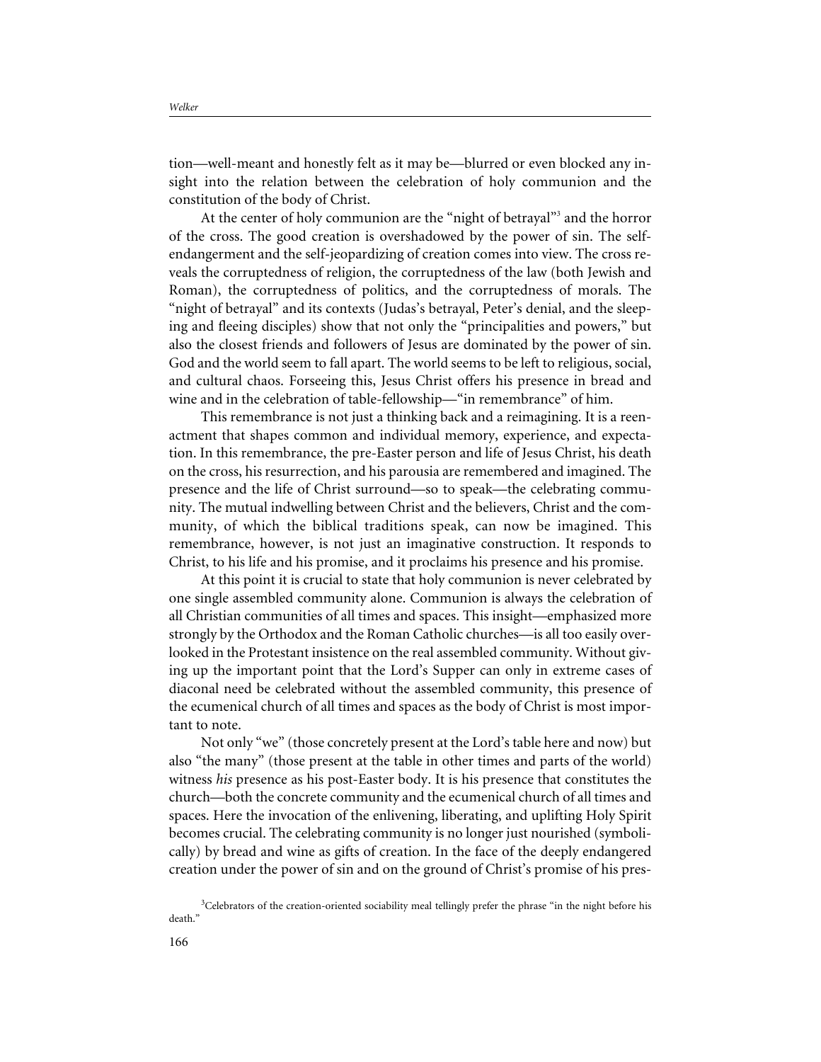tion—well-meant and honestly felt as it may be—blurred or even blocked any insight into the relation between the celebration of holy communion and the constitution of the body of Christ.

At the center of holy communion are the "night of betrayal"[3] and the horror of the cross. The good creation is overshadowed by the power of sin. The self-endangerment and the self-jeopardizing of creation comes into view. The cross reveals the corruptedness of religion, the corruptedness of the law (both Jewish and Roman), the corruptedness of politics, and the corruptedness of morals. The "night of betrayal" and its contexts (Judas's betrayal, Peter's denial, and the sleeping and fleeing disciples) show that not only the "principalities and powers," but also the closest friends and followers of Jesus are dominated by the power of sin. God and the world seem to fall apart. The world seems to be left to religious, social, and cultural chaos. Forseeing this, Jesus Christ offers his presence in bread and wine and in the celebration of table-fellowship—"in remembrance" of him.

This remembrance is not just a thinking back and a reimagining. It is a reenactment that shapes common and individual memory, experience, and expectation. In this remembrance, the pre-Easter person and life of Jesus Christ, his death on the cross, his resurrection, and his parousia are remembered and imagined. The presence and the life of Christ surround—so to speak—the celebrating community. The mutual indwelling between Christ and the believers, Christ and the community, of which the biblical traditions speak, can now be imagined. This remembrance, however, is not just an imaginative construction. It responds to Christ, to his life and his promise, and it proclaims his presence and his promise.

At this point it is crucial to state that holy communion is never celebrated by one single assembled community alone. Communion is always the celebration of all Christian communities of all times and spaces. This insight—emphasized more strongly by the Orthodox and the Roman Catholic churches—is all too easily overlooked in the Protestant insistence on the real assembled community. Without giving up the important point that the Lord's Supper can only in extreme cases of diaconal need be celebrated without the assembled community, this presence of the ecumenical church of all times and spaces as the body of Christ is most important to note.

Not only "we" (those concretely present at the Lord's table here and now) but also "the many" (those present at the table in other times and parts of the world) witness *his* presence as his post-Easter body. It is his presence that constitutes the church—both the concrete community and the ecumenical church of all times and spaces. Here the invocation of the enlivening, liberating, and uplifting Holy Spirit becomes crucial. The celebrating community is no longer just nourished (symbolically) by bread and wine as gifts of creation. In the face of the deeply endangered creation under the power of sin and on the ground of Christ's promise of his pres-

[3] Celebrators of the creation-oriented sociability meal tellingly prefer the phrase "in the night before his death."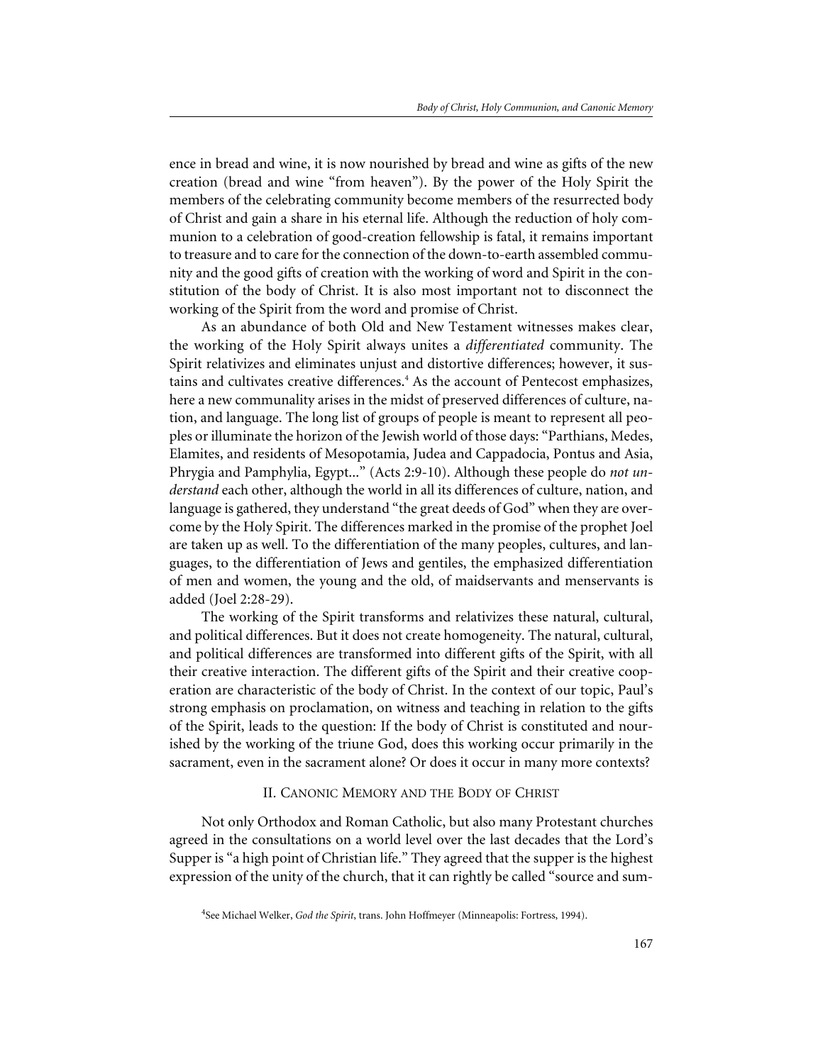ence in bread and wine, it is now nourished by bread and wine as gifts of the new creation (bread and wine "from heaven"). By the power of the Holy Spirit the members of the celebrating community become members of the resurrected body of Christ and gain a share in his eternal life. Although the reduction of holy communion to a celebration of good-creation fellowship is fatal, it remains important to treasure and to care for the connection of the down-to-earth assembled community and the good gifts of creation with the working of word and Spirit in the constitution of the body of Christ. It is also most important not to disconnect the working of the Spirit from the word and promise of Christ.

As an abundance of both Old and New Testament witnesses makes clear, the working of the Holy Spirit always unites a *differentiated* community. The Spirit relativizes and eliminates unjust and distortive differences; however, it sustains and cultivates creative differences.[4] As the account of Pentecost emphasizes, here a new communality arises in the midst of preserved differences of culture, nation, and language. The long list of groups of people is meant to represent all peoples or illuminate the horizon of the Jewish world of those days: "Parthians, Medes, Elamites, and residents of Mesopotamia, Judea and Cappadocia, Pontus and Asia, Phrygia and Pamphylia, Egypt..." (Acts 2:9-10). Although these people do *not understand* each other, although the world in all its differences of culture, nation, and language is gathered, they understand "the great deeds of God" when they are overcome by the Holy Spirit. The differences marked in the promise of the prophet Joel are taken up as well. To the differentiation of the many peoples, cultures, and languages, to the differentiation of Jews and gentiles, the emphasized differentiation of men and women, the young and the old, of maidservants and menservants is added (Joel 2:28-29).

The working of the Spirit transforms and relativizes these natural, cultural, and political differences. But it does not create homogeneity. The natural, cultural, and political differences are transformed into different gifts of the Spirit, with all their creative interaction. The different gifts of the Spirit and their creative cooperation are characteristic of the body of Christ. In the context of our topic, Paul's strong emphasis on proclamation, on witness and teaching in relation to the gifts of the Spirit, leads to the question: If the body of Christ is constituted and nourished by the working of the triune God, does this working occur primarily in the sacrament, even in the sacrament alone? Or does it occur in many more contexts?

## II. Canonic Memory and the Body of Christ

Not only Orthodox and Roman Catholic, but also many Protestant churches agreed in the consultations on a world level over the last decades that the Lord's Supper is "a high point of Christian life." They agreed that the supper is the highest expression of the unity of the church, that it can rightly be called "source and sum-

[4] See Michael Welker, *God the Spirit*, trans. John Hoffmeyer (Minneapolis: Fortress, 1994).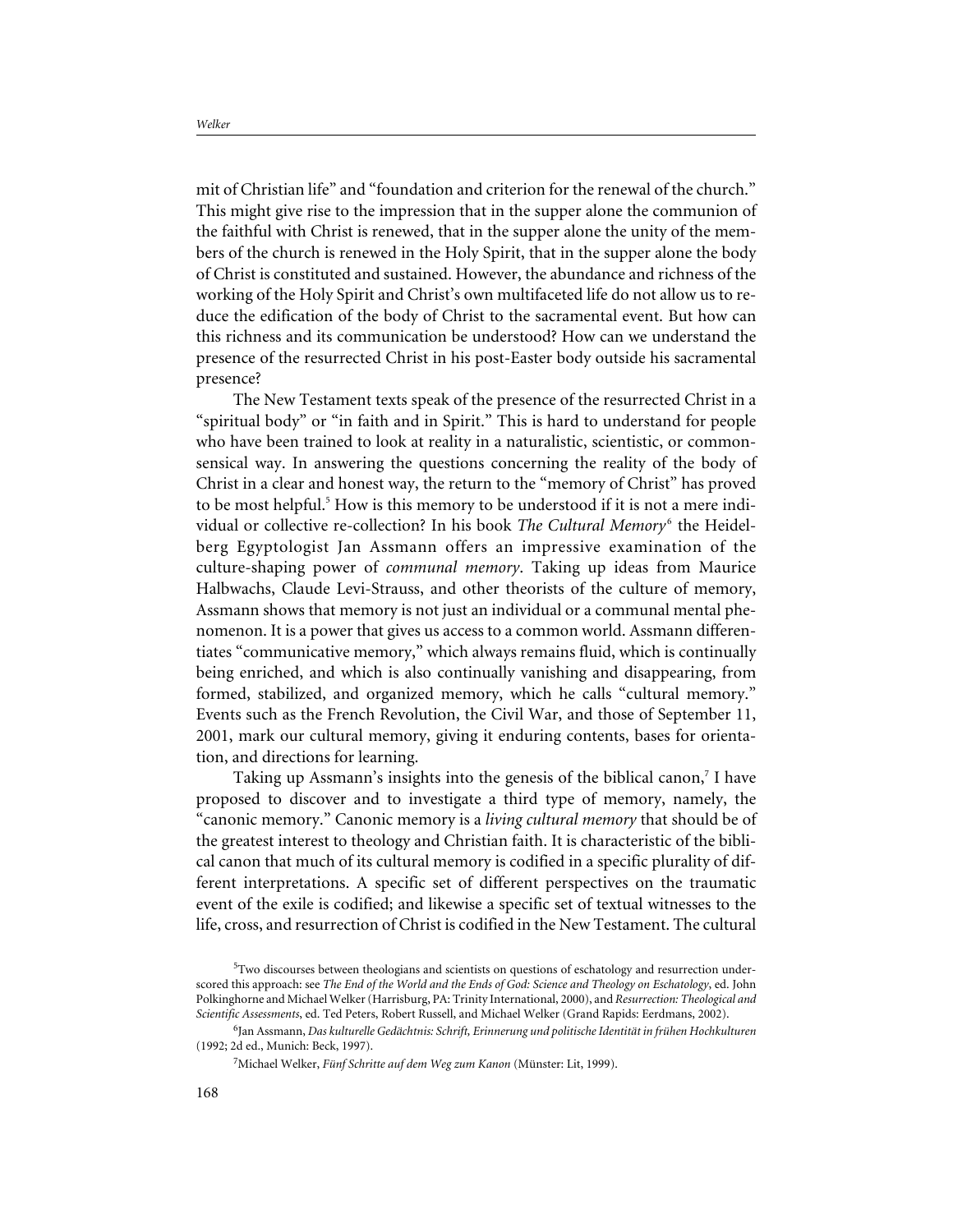mit of Christian life" and "foundation and criterion for the renewal of the church." This might give rise to the impression that in the supper alone the communion of the faithful with Christ is renewed, that in the supper alone the unity of the members of the church is renewed in the Holy Spirit, that in the supper alone the body of Christ is constituted and sustained. However, the abundance and richness of the working of the Holy Spirit and Christ's own multifaceted life do not allow us to reduce the edification of the body of Christ to the sacramental event. But how can this richness and its communication be understood? How can we understand the presence of the resurrected Christ in his post-Easter body outside his sacramental presence?

The New Testament texts speak of the presence of the resurrected Christ in a "spiritual body" or "in faith and in Spirit." This is hard to understand for people who have been trained to look at reality in a naturalistic, scientistic, or commonsensical way. In answering the questions concerning the reality of the body of Christ in a clear and honest way, the return to the "memory of Christ" has proved to be most helpful.[5] How is this memory to be understood if it is not a mere individual or collective re-collection? In his book *The Cultural Memory*[6] the Heidelberg Egyptologist Jan Assmann offers an impressive examination of the culture-shaping power of *communal memory*. Taking up ideas from Maurice Halbwachs, Claude Levi-Strauss, and other theorists of the culture of memory, Assmann shows that memory is not just an individual or a communal mental phenomenon. It is a power that gives us access to a common world. Assmann differentiates "communicative memory," which always remains fluid, which is continually being enriched, and which is also continually vanishing and disappearing, from formed, stabilized, and organized memory, which he calls "cultural memory." Events such as the French Revolution, the Civil War, and those of September 11, 2001, mark our cultural memory, giving it enduring contents, bases for orientation, and directions for learning.

Taking up Assmann's insights into the genesis of the biblical canon,[7] I have proposed to discover and to investigate a third type of memory, namely, the "canonic memory." Canonic memory is a *living cultural memory* that should be of the greatest interest to theology and Christian faith. It is characteristic of the biblical canon that much of its cultural memory is codified in a specific plurality of different interpretations. A specific set of different perspectives on the traumatic event of the exile is codified; and likewise a specific set of textual witnesses to the life, cross, and resurrection of Christ is codified in the New Testament. The cultural

[5] Two discourses between theologians and scientists on questions of eschatology and resurrection underscored this approach: see *The End of the World and the Ends of God: Science and Theology on Eschatology*, ed. John Polkinghorne and Michael Welker (Harrisburg, PA: Trinity International, 2000), and *Resurrection: Theological and Scientific Assessments*, ed. Ted Peters, Robert Russell, and Michael Welker (Grand Rapids: Eerdmans, 2002).

[6] Jan Assmann, *Das kulturelle Gedächtnis: Schrift, Erinnerung und politische Identität in frühen Hochkulturen* (1992; 2d ed., Munich: Beck, 1997).

[7] Michael Welker, *Fünf Schritte auf dem Weg zum Kanon* (Münster: Lit, 1999).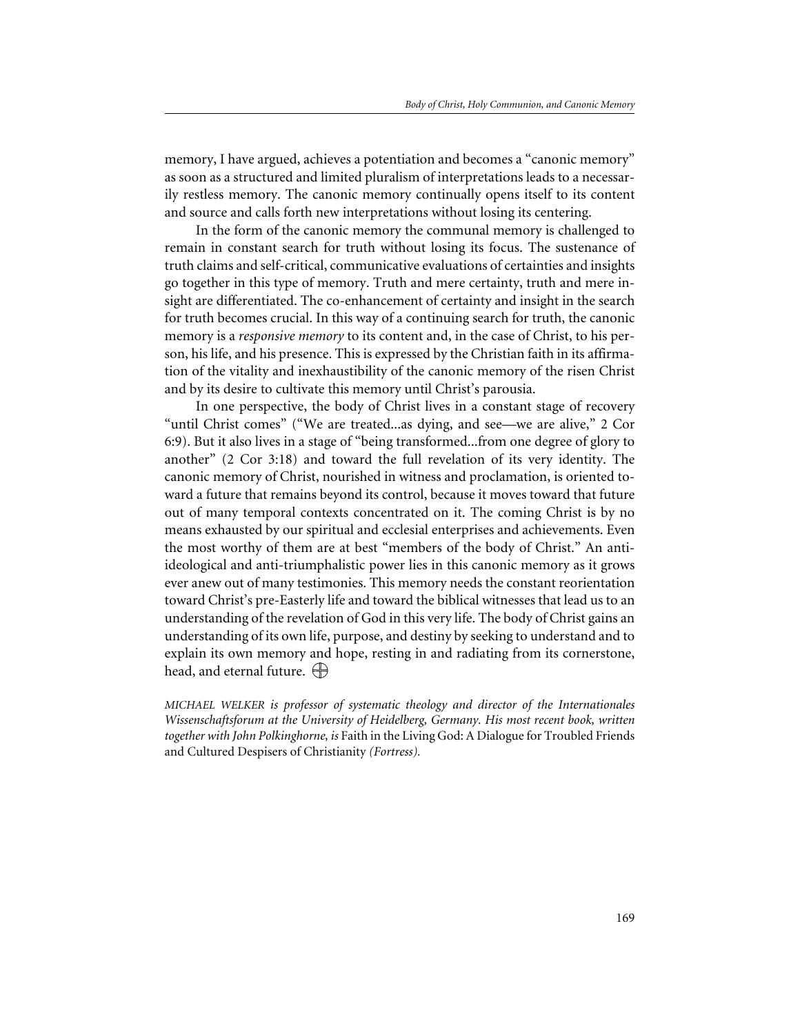memory, I have argued, achieves a potentiation and becomes a "canonic memory" as soon as a structured and limited pluralism of interpretations leads to a necessarily restless memory. The canonic memory continually opens itself to its content and source and calls forth new interpretations without losing its centering.

In the form of the canonic memory the communal memory is challenged to remain in constant search for truth without losing its focus. The sustenance of truth claims and self-critical, communicative evaluations of certainties and insights go together in this type of memory. Truth and mere certainty, truth and mere insight are differentiated. The co-enhancement of certainty and insight in the search for truth becomes crucial. In this way of a continuing search for truth, the canonic memory is a *responsive memory* to its content and, in the case of Christ, to his person, his life, and his presence. This is expressed by the Christian faith in its affirmation of the vitality and inexhaustibility of the canonic memory of the risen Christ and by its desire to cultivate this memory until Christ's parousia.

In one perspective, the body of Christ lives in a constant stage of recovery "until Christ comes" ("We are treated...as dying, and see—we are alive," 2 Cor 6:9). But it also lives in a stage of "being transformed...from one degree of glory to another" (2 Cor 3:18) and toward the full revelation of its very identity. The canonic memory of Christ, nourished in witness and proclamation, is oriented toward a future that remains beyond its control, because it moves toward that future out of many temporal contexts concentrated on it. The coming Christ is by no means exhausted by our spiritual and ecclesial enterprises and achievements. Even the most worthy of them are at best "members of the body of Christ." An anti-ideological and anti-triumphalistic power lies in this canonic memory as it grows ever anew out of many testimonies. This memory needs the constant reorientation toward Christ's pre-Easterly life and toward the biblical witnesses that lead us to an understanding of the revelation of God in this very life. The body of Christ gains an understanding of its own life, purpose, and destiny by seeking to understand and to explain its own memory and hope, resting in and radiating from its cornerstone, head, and eternal future. ⊕

*MICHAEL WELKER is professor of systematic theology and director of the Internationales Wissenschaftsforum at the University of Heidelberg, Germany. His most recent book, written together with John Polkinghorne, is* Faith in the Living God: A Dialogue for Troubled Friends and Cultured Despisers of Christianity *(Fortress).*